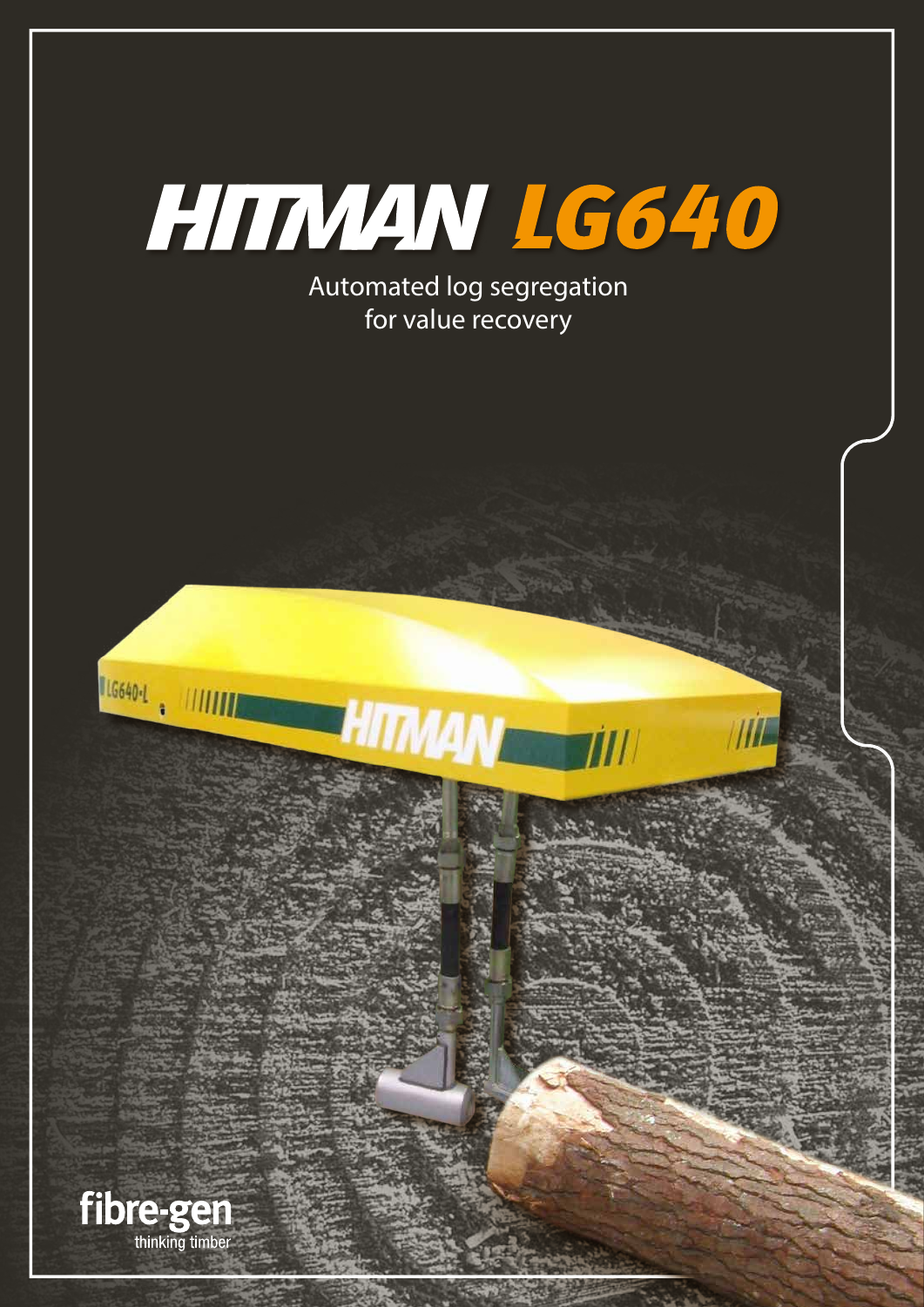# HITMAN LG640

Automated log segregation
for value recovery

fibre-gen
thinking timber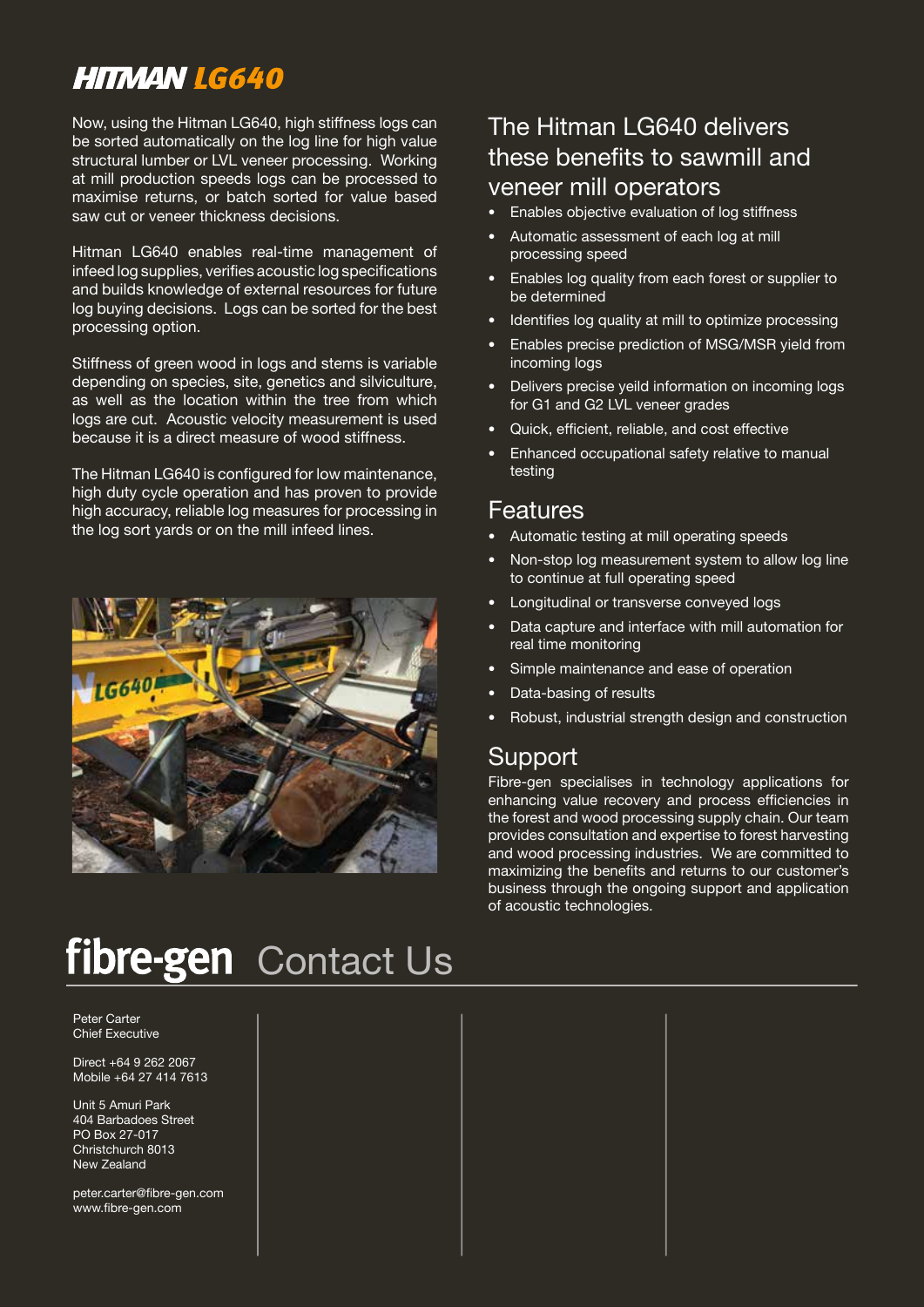# HITMAN LG640

Now, using the Hitman LG640, high stiffness logs can be sorted automatically on the log line for high value structural lumber or LVL veneer processing. Working at mill production speeds logs can be processed to maximise returns, or batch sorted for value based saw cut or veneer thickness decisions.

Hitman LG640 enables real-time management of infeed log supplies, verifies acoustic log specifications and builds knowledge of external resources for future log buying decisions. Logs can be sorted for the best processing option.

Stiffness of green wood in logs and stems is variable depending on species, site, genetics and silviculture, as well as the location within the tree from which logs are cut. Acoustic velocity measurement is used because it is a direct measure of wood stiffness.

The Hitman LG640 is configured for low maintenance, high duty cycle operation and has proven to provide high accuracy, reliable log measures for processing in the log sort yards or on the mill infeed lines.

## The Hitman LG640 delivers these benefits to sawmill and veneer mill operators

- Enables objective evaluation of log stiffness
- Automatic assessment of each log at mill processing speed
- Enables log quality from each forest or supplier to be determined
- Identifies log quality at mill to optimize processing
- Enables precise prediction of MSG/MSR yield from incoming logs
- Delivers precise yeild information on incoming logs for G1 and G2 LVL veneer grades
- Quick, efficient, reliable, and cost effective
- Enhanced occupational safety relative to manual testing

## Features

- Automatic testing at mill operating speeds
- Non-stop log measurement system to allow log line to continue at full operating speed
- Longitudinal or transverse conveyed logs
- Data capture and interface with mill automation for real time monitoring
- Simple maintenance and ease of operation
- Data-basing of results
- Robust, industrial strength design and construction

## Support

Fibre-gen specialises in technology applications for enhancing value recovery and process efficiencies in the forest and wood processing supply chain. Our team provides consultation and expertise to forest harvesting and wood processing industries. We are committed to maximizing the benefits and returns to our customer's business through the ongoing support and application of acoustic technologies.

# fibre-gen Contact Us

Peter Carter
Chief Executive

Direct +64 9 262 2067
Mobile +64 27 414 7613

Unit 5 Amuri Park
404 Barbadoes Street
PO Box 27-017
Christchurch 8013
New Zealand

peter.carter@fibre-gen.com
www.fibre-gen.com